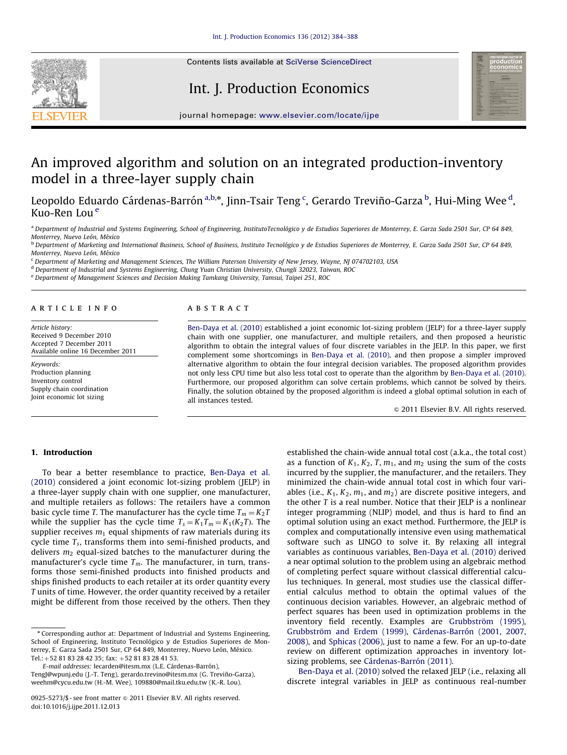# An improved algorithm and solution on an integrated production-inventory model in a three-layer supply chain

Leopoldo Eduardo Cárdenas-Barrón [a,b,*], Jinn-Tsair Teng [c], Gerardo Treviño-Garza [b], Hui-Ming Wee [d], Kuo-Ren Lou [e]

[a] Department of Industrial and Systems Engineering, School of Engineering, InstitutoTecnológico y de Estudios Superiores de Monterrey, E. Garza Sada 2501 Sur, CP 64 849, Monterrey, Nuevo León, México

[b] Department of Marketing and International Business, School of Business, Instituto Tecnológico y de Estudios Superiores de Monterrey, E. Garza Sada 2501 Sur, CP 64 849, Monterrey, Nuevo León, México

[c] Department of Marketing and Management Sciences, The William Paterson University of New Jersey, Wayne, NJ 074702103, USA

[d] Department of Industrial and Systems Engineering, Chung Yuan Christian University, Chungli 32023, Taiwan, ROC

[e] Department of Management Sciences and Decision Making Tamkang University, Tamsui, Taipei 251, ROC

**ARTICLE INFO**

*Article history:*
Received 9 December 2010
Accepted 7 December 2011
Available online 16 December 2011

*Keywords:*
Production planning
Inventory control
Supply chain coordination
Joint economic lot sizing

**ABSTRACT**

Ben-Daya et al. (2010) established a joint economic lot-sizing problem (JELP) for a three-layer supply chain with one supplier, one manufacturer, and multiple retailers, and then proposed a heuristic algorithm to obtain the integral values of four discrete variables in the JELP. In this paper, we first complement some shortcomings in Ben-Daya et al. (2010), and then propose a simpler improved alternative algorithm to obtain the four integral decision variables. The proposed algorithm provides not only less CPU time but also less total cost to operate than the algorithm by Ben-Daya et al. (2010). Furthermore, our proposed algorithm can solve certain problems, which cannot be solved by theirs. Finally, the solution obtained by the proposed algorithm is indeed a global optimal solution in each of all instances tested.

© 2011 Elsevier B.V. All rights reserved.

## 1. Introduction

To bear a better resemblance to practice, Ben-Daya et al. (2010) considered a joint economic lot-sizing problem (JELP) in a three-layer supply chain with one supplier, one manufacturer, and multiple retailers as follows: The retailers have a common basic cycle time $T$. The manufacturer has the cycle time $T_m = K_2T$ while the supplier has the cycle time $T_s = K_1T_m = K_1(K_2T)$. The supplier receives $m_1$ equal shipments of raw materials during its cycle time $T_s$, transforms them into semi-finished products, and delivers $m_2$ equal-sized batches to the manufacturer during the manufacturer's cycle time $T_m$. The manufacturer, in turn, transforms those semi-finished products into finished products and ships finished products to each retailer at its order quantity every $T$ units of time. However, the order quantity received by a retailer might be different from those received by the others. Then they established the chain-wide annual total cost (a.k.a., the total cost) as a function of $K_1$, $K_2$, $T$, $m_1$, and $m_2$ using the sum of the costs incurred by the supplier, the manufacturer, and the retailers. They minimized the chain-wide annual total cost in which four variables (i.e., $K_1$, $K_2$, $m_1$, and $m_2$) are discrete positive integers, and the other $T$ is a real number. Notice that their JELP is a nonlinear integer programming (NLIP) model, and thus is hard to find an optimal solution using an exact method. Furthermore, the JELP is complex and computationally intensive even using mathematical software such as LINGO to solve it. By relaxing all integral variables as continuous variables, Ben-Daya et al. (2010) derived a near optimal solution to the problem using an algebraic method of completing perfect square without classical differential calculus techniques. In general, most studies use the classical differential calculus method to obtain the optimal values of the continuous decision variables. However, an algebraic method of perfect squares has been used in optimization problems in the inventory field recently. Examples are Grubbström (1995), Grubbström and Erdem (1999), Cárdenas-Barrón (2001, 2007, 2008), and Sphicas (2006), just to name a few. For an up-to-date review on different optimization approaches in inventory lot-sizing problems, see Cárdenas-Barrón (2011).

Ben-Daya et al. (2010) solved the relaxed JELP (i.e., relaxing all discrete integral variables in JELP as continuous real-number

\* Corresponding author at: Department of Industrial and Systems Engineering, School of Engineering, Instituto Tecnológico y de Estudios Superiores de Monterrey, E. Garza Sada 2501 Sur, CP 64 849, Monterrey, Nuevo León, México. Tel.: +52 81 83 28 42 35; fax: +52 81 83 28 41 53.

*E-mail addresses:* lecarden@itesm.mx (L.E. Cárdenas-Barrón), TengJ@wpunj.edu (J.-T. Teng), gerardo.trevino@itesm.mx (G. Treviño-Garza), weehm@cycu.edu.tw (H.-M. Wee), 109880@mail.tku.edu.tw (K.-R. Lou).

0925-5273/$ - see front matter © 2011 Elsevier B.V. All rights reserved.
doi:10.1016/j.ijpe.2011.12.013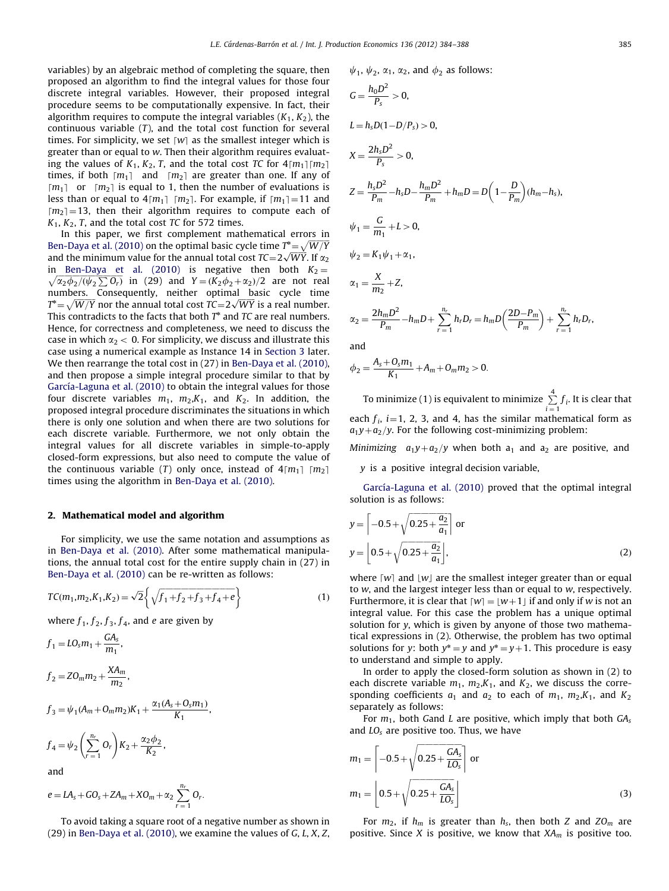variables) by an algebraic method of completing the square, then proposed an algorithm to find the integral values for those four discrete integral variables. However, their proposed integral procedure seems to be computationally expensive. In fact, their algorithm requires to compute the integral variables ($K_1, K_2$), the continuous variable ($T$), and the total cost function for several times. For simplicity, we set $\lceil w \rceil$ as the smallest integer which is greater than or equal to $w$. Then their algorithm requires evaluating the values of $K_1, K_2, T$, and the total cost $TC$ for $4\lceil m_1 \rceil \lceil m_2 \rceil$ times, if both $\lceil m_1 \rceil$ and $\lceil m_2 \rceil$ are greater than one. If any of $\lceil m_1 \rceil$ or $\lceil m_2 \rceil$ is equal to 1, then the number of evaluations is less than or equal to $4\lceil m_1 \rceil \lceil m_2 \rceil$. For example, if $\lceil m_1 \rceil = 11$ and $\lceil m_2 \rceil = 13$, then their algorithm requires to compute each of $K_1, K_2, T$, and the total cost $TC$ for 572 times.

In this paper, we first complement mathematical errors in Ben-Daya et al. (2010) on the optimal basic cycle time $T^* = \sqrt{W/Y}$ and the minimum value for the annual total cost $TC = 2\sqrt{WY}$. If $\alpha_2$ in Ben-Daya et al. (2010) is negative then both $K_2 = \sqrt{\alpha_2 \phi_2 / (\psi_2 \sum O_r)}$ in (29) and $Y = (K_2 \phi_2 + \alpha_2)/2$ are not real numbers. Consequently, neither optimal basic cycle time $T^* = \sqrt{W/Y}$ nor the annual total cost $TC = 2\sqrt{WY}$ is a real number. This contradicts to the facts that both $T^*$ and $TC$ are real numbers. Hence, for correctness and completeness, we need to discuss the case in which $\alpha_2 < 0$. For simplicity, we discuss and illustrate this case using a numerical example as Instance 14 in Section 3 later. We then rearrange the total cost in (27) in Ben-Daya et al. (2010), and then propose a simple integral procedure similar to that by García-Laguna et al. (2010) to obtain the integral values for those four discrete variables $m_1$, $m_2$, $K_1$, and $K_2$. In addition, the proposed integral procedure discriminates the situations in which there is only one solution and when there are two solutions for each discrete variable. Furthermore, we not only obtain the integral values for all discrete variables in simple-to-apply closed-form expressions, but also need to compute the value of the continuous variable ($T$) only once, instead of $4\lceil m_1 \rceil \lceil m_2 \rceil$ times using the algorithm in Ben-Daya et al. (2010).

## 2. Mathematical model and algorithm

For simplicity, we use the same notation and assumptions as in Ben-Daya et al. (2010). After some mathematical manipulations, the annual total cost for the entire supply chain in (27) in Ben-Daya et al. (2010) can be re-written as follows:

$$TC(m_1, m_2, K_1, K_2) = \sqrt{2}\left\{\sqrt{f_1 + f_2 + f_3 + f_4 + e}\right\} \tag{1}$$

where $f_1, f_2, f_3, f_4$, and $e$ are given by

$$f_1 = LO_s m_1 + \frac{GA_s}{m_1},$$

$$f_2 = ZO_m m_2 + \frac{XA_m}{m_2},$$

$$f_3 = \psi_1 (A_m + O_m m_2) K_1 + \frac{\alpha_1 (A_s + O_s m_1)}{K_1},$$

$$f_4 = \psi_2 \left(\sum_{r=1}^{n_r} O_r\right) K_2 + \frac{\alpha_2 \phi_2}{K_2},$$

and

$$e = LA_s + GO_s + ZA_m + XO_m + \alpha_2 \sum_{r=1}^{n_r} O_r.$$

To avoid taking a square root of a negative number as shown in (29) in Ben-Daya et al. (2010), we examine the values of $G, L, X, Z, \psi_1, \psi_2, \alpha_1, \alpha_2$, and $\phi_2$ as follows:

$$G = \frac{h_0 D^2}{P_s} > 0,$$

$$L = h_s D(1 - D/P_s) > 0,$$

$$X = \frac{2h_s D^2}{P_s} > 0,$$

$$Z = \frac{h_s D^2}{P_m} - h_s D - \frac{h_m D^2}{P_m} + h_m D = D\left(1 - \frac{D}{P_m}\right)(h_m - h_s),$$

$$\psi_1 = \frac{G}{m_1} + L > 0,$$

$$\psi_2 = K_1 \psi_1 + \alpha_1,$$

$$\alpha_1 = \frac{X}{m_2} + Z,$$

$$\alpha_2 = \frac{2h_m D^2}{P_m} - h_m D + \sum_{r=1}^{n_r} h_r D_r = h_m D\left(\frac{2D - P_m}{P_m}\right) + \sum_{r=1}^{n_r} h_r D_r,$$

and

$$\phi_2 = \frac{A_s + O_s m_1}{K_1} + A_m + O_m m_2 > 0.$$

To minimize (1) is equivalent to minimize $\sum_{i=1}^{4} f_i$. It is clear that each $f_i$, $i = 1, 2, 3$, and 4, has the similar mathematical form as $a_1 y + a_2/y$. For the following cost-minimizing problem:

*Minimizing* $a_1 y + a_2/y$ when both $a_1$ and $a_2$ are positive, and

$y$ is a positive integral decision variable,

García-Laguna et al. (2010) proved that the optimal integral solution is as follows:

$$y = \left\lceil -0.5 + \sqrt{0.25 + \frac{a_2}{a_1}} \right\rceil \text{ or}$$
$$y = \left\lfloor 0.5 + \sqrt{0.25 + \frac{a_2}{a_1}} \right\rfloor, \tag{2}$$

where $\lceil w \rceil$ and $\lfloor w \rfloor$ are the smallest integer greater than or equal to $w$, and the largest integer less than or equal to $w$, respectively. Furthermore, it is clear that $\lceil w \rceil = \lfloor w + 1 \rfloor$ if and only if $w$ is not an integral value. For this case the problem has a unique optimal solution for $y$, which is given by anyone of those two mathematical expressions in (2). Otherwise, the problem has two optimal solutions for $y$: both $y^* = y$ and $y^* = y + 1$. This procedure is easy to understand and simple to apply.

In order to apply the closed-form solution as shown in (2) to each discrete variable $m_1$, $m_2$, $K_1$, and $K_2$, we discuss the corresponding coefficients $a_1$ and $a_2$ to each of $m_1$, $m_2$, $K_1$, and $K_2$ separately as follows:

For $m_1$, both $G$ and $L$ are positive, which imply that both $GA_s$ and $LO_s$ are positive too. Thus, we have

$$m_1 = \left\lceil -0.5 + \sqrt{0.25 + \frac{GA_s}{LO_s}} \right\rceil \text{ or}$$
$$m_1 = \left\lfloor 0.5 + \sqrt{0.25 + \frac{GA_s}{LO_s}} \right\rfloor \tag{3}$$

For $m_2$, if $h_m$ is greater than $h_s$, then both $Z$ and $ZO_m$ are positive. Since $X$ is positive, we know that $XA_m$ is positive too.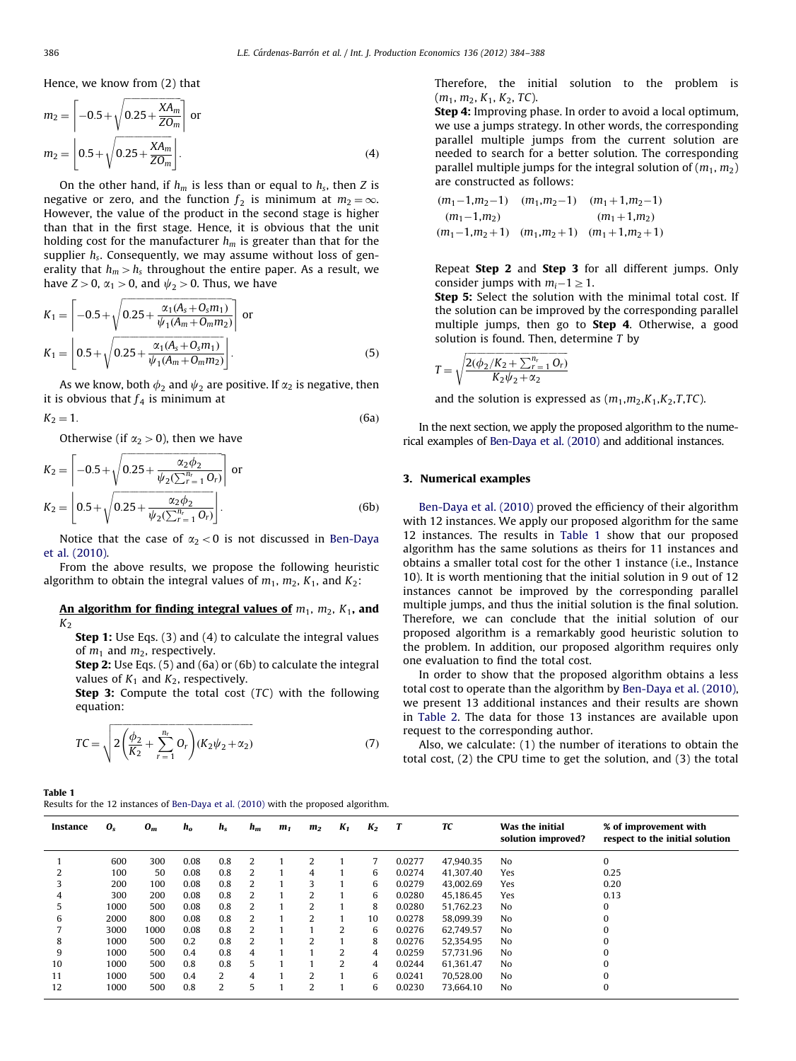Hence, we know from (2) that

$$m_2 = \left\lceil -0.5 + \sqrt{0.25 + \frac{XA_m}{ZO_m}} \right\rceil \text{ or}$$
$$m_2 = \left\lfloor 0.5 + \sqrt{0.25 + \frac{XA_m}{ZO_m}} \right\rfloor. \tag{4}$$

On the other hand, if $h_m$ is less than or equal to $h_s$, then $Z$ is negative or zero, and the function $f_2$ is minimum at $m_2 = \infty$. However, the value of the product in the second stage is higher than that in the first stage. Hence, it is obvious that the unit holding cost for the manufacturer $h_m$ is greater than that for the supplier $h_s$. Consequently, we may assume without loss of generality that $h_m > h_s$ throughout the entire paper. As a result, we have $Z > 0$, $\alpha_1 > 0$, and $\psi_2 > 0$. Thus, we have

$$K_1 = \left\lceil -0.5 + \sqrt{0.25 + \frac{\alpha_1 (A_s + O_s m_1)}{\psi_1 (A_m + O_m m_2)}} \right\rceil \text{ or}$$
$$K_1 = \left\lfloor 0.5 + \sqrt{0.25 + \frac{\alpha_1 (A_s + O_s m_1)}{\psi_1 (A_m + O_m m_2)}} \right\rfloor. \tag{5}$$

As we know, both $\phi_2$ and $\psi_2$ are positive. If $\alpha_2$ is negative, then it is obvious that $f_4$ is minimum at

$$K_2 = 1. \tag{6a}$$

Otherwise (if $\alpha_2 > 0$), then we have

$$K_2 = \left\lceil -0.5 + \sqrt{0.25 + \frac{\alpha_2 \phi_2}{\psi_2 (\sum_{r=1}^{n_r} O_r)}} \right\rceil \text{ or}$$
$$K_2 = \left\lfloor 0.5 + \sqrt{0.25 + \frac{\alpha_2 \phi_2}{\psi_2 (\sum_{r=1}^{n_r} O_r)}} \right\rfloor. \tag{6b}$$

Notice that the case of $\alpha_2 < 0$ is not discussed in Ben-Daya et al. (2010).

From the above results, we propose the following heuristic algorithm to obtain the integral values of $m_1$, $m_2$, $K_1$, and $K_2$:

**An algorithm for finding integral values of $m_1$, $m_2$, $K_1$, and $K_2$**

**Step 1:** Use Eqs. (3) and (4) to calculate the integral values of $m_1$ and $m_2$, respectively.

**Step 2:** Use Eqs. (5) and (6a) or (6b) to calculate the integral values of $K_1$ and $K_2$, respectively.

**Step 3:** Compute the total cost ($TC$) with the following equation:

$$TC = \sqrt{2\left(\frac{\phi_2}{K_2} + \sum_{r=1}^{n_r} O_r\right)(K_2\psi_2 + \alpha_2)} \tag{7}$$

Therefore, the initial solution to the problem is $(m_1, m_2, K_1, K_2, TC)$.

**Step 4:** Improving phase. In order to avoid a local optimum, we use a jumps strategy. In other words, the corresponding parallel multiple jumps from the current solution are needed to search for a better solution. The corresponding parallel multiple jumps for the integral solution of $(m_1, m_2)$ are constructed as follows:

$$\begin{array}{ccc} (m_1-1, m_2-1) & (m_1, m_2-1) & (m_1+1, m_2-1) \\ (m_1-1, m_2) & & (m_1+1, m_2) \\ (m_1-1, m_2+1) & (m_1, m_2+1) & (m_1+1, m_2+1) \end{array}$$

Repeat **Step 2** and **Step 3** for all different jumps. Only consider jumps with $m_i - 1 \geq 1$.

**Step 5:** Select the solution with the minimal total cost. If the solution can be improved by the corresponding parallel multiple jumps, then go to **Step 4**. Otherwise, a good solution is found. Then, determine $T$ by

$$T = \sqrt{\frac{2(\phi_2/K_2 + \sum_{r=1}^{n_r} O_r)}{K_2\psi_2 + \alpha_2}}$$

and the solution is expressed as $(m_1, m_2, K_1, K_2, T, TC)$.

In the next section, we apply the proposed algorithm to the numerical examples of Ben-Daya et al. (2010) and additional instances.

## 3. Numerical examples

Ben-Daya et al. (2010) proved the efficiency of their algorithm with 12 instances. We apply our proposed algorithm for the same 12 instances. The results in Table 1 show that our proposed algorithm has the same solutions as theirs for 11 instances and obtains a smaller total cost for the other 1 instance (i.e., Instance 10). It is worth mentioning that the initial solution in 9 out of 12 instances cannot be improved by the corresponding parallel multiple jumps, and thus the initial solution is the final solution. Therefore, we can conclude that the initial solution of our proposed algorithm is a remarkably good heuristic solution to the problem. In addition, our proposed algorithm requires only one evaluation to find the total cost.

In order to show that the proposed algorithm obtains a less total cost to operate than the algorithm by Ben-Daya et al. (2010), we present 13 additional instances and their results are shown in Table 2. The data for those 13 instances are available upon request to the corresponding author.

Also, we calculate: (1) the number of iterations to obtain the total cost, (2) the CPU time to get the solution, and (3) the total

**Table 1**
Results for the 12 instances of Ben-Daya et al. (2010) with the proposed algorithm.

| Instance | $O_s$ | $O_m$ | $h_o$ | $h_s$ | $h_m$ | $m_1$ | $m_2$ | $K_1$ | $K_2$ | $T$ | $TC$ | Was the initial solution improved? | % of improvement with respect to the initial solution |
|---|---|---|---|---|---|---|---|---|---|---|---|---|---|
| 1 | 600 | 300 | 0.08 | 0.8 | 2 | 1 | 2 | 1 | 7 | 0.0277 | 47,940.35 | No | 0 |
| 2 | 100 | 50 | 0.08 | 0.8 | 2 | 1 | 4 | 1 | 6 | 0.0274 | 41,307.40 | Yes | 0.25 |
| 3 | 200 | 100 | 0.08 | 0.8 | 2 | 1 | 3 | 1 | 6 | 0.0279 | 43,002.69 | Yes | 0.20 |
| 4 | 300 | 200 | 0.08 | 0.8 | 2 | 1 | 2 | 1 | 6 | 0.0280 | 45,186.45 | Yes | 0.13 |
| 5 | 1000 | 500 | 0.08 | 0.8 | 2 | 1 | 2 | 1 | 8 | 0.0280 | 51,762.23 | No | 0 |
| 6 | 2000 | 800 | 0.08 | 0.8 | 2 | 1 | 2 | 1 | 10 | 0.0278 | 58,099.39 | No | 0 |
| 7 | 3000 | 1000 | 0.08 | 0.8 | 2 | 1 | 1 | 2 | 6 | 0.0276 | 62,749.57 | No | 0 |
| 8 | 1000 | 500 | 0.2 | 0.8 | 2 | 1 | 2 | 1 | 8 | 0.0276 | 52,354.95 | No | 0 |
| 9 | 1000 | 500 | 0.4 | 0.8 | 4 | 1 | 1 | 2 | 4 | 0.0259 | 57,731.96 | No | 0 |
| 10 | 1000 | 500 | 0.8 | 0.8 | 5 | 1 | 1 | 2 | 4 | 0.0244 | 61,361.47 | No | 0 |
| 11 | 1000 | 500 | 0.4 | 2 | 4 | 1 | 2 | 1 | 6 | 0.0241 | 70,528.00 | No | 0 |
| 12 | 1000 | 500 | 0.8 | 2 | 5 | 1 | 2 | 1 | 6 | 0.0230 | 73,664.10 | No | 0 |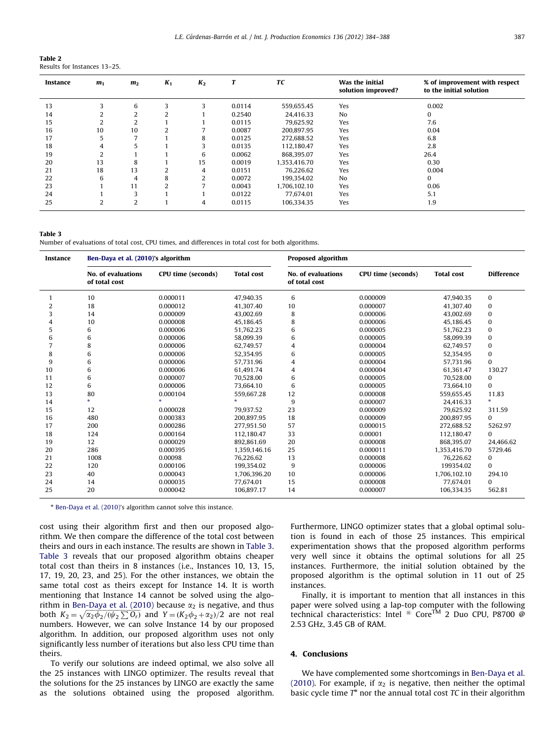**Table 2**
Results for Instances 13–25.

| Instance | $m_1$ | $m_2$ | $K_1$ | $K_2$ | $T$ | $TC$ | Was the initial solution improved? | % of improvement with respect to the initial solution |
|---|---|---|---|---|---|---|---|---|
| 13 | 3 | 6 | 3 | 3 | 0.0114 | 559,655.45 | Yes | 0.002 |
| 14 | 2 | 2 | 2 | 1 | 0.2540 | 24,416.33 | No | 0 |
| 15 | 2 | 2 | 1 | 1 | 0.0115 | 79,625.92 | Yes | 7.6 |
| 16 | 10 | 10 | 2 | 7 | 0.0087 | 200,897.95 | Yes | 0.04 |
| 17 | 5 | 7 | 1 | 8 | 0.0125 | 272,688.52 | Yes | 6.8 |
| 18 | 4 | 5 | 1 | 3 | 0.0135 | 112,180.47 | Yes | 2.8 |
| 19 | 2 | 1 | 1 | 6 | 0.0062 | 868,395.07 | Yes | 26.4 |
| 20 | 13 | 8 | 1 | 15 | 0.0019 | 1,353,416.70 | Yes | 0.30 |
| 21 | 18 | 13 | 2 | 4 | 0.0151 | 76,226.62 | Yes | 0.004 |
| 22 | 6 | 4 | 8 | 2 | 0.0072 | 199,354.02 | No | 0 |
| 23 | 1 | 11 | 2 | 7 | 0.0043 | 1,706,102.10 | Yes | 0.06 |
| 24 | 1 | 3 | 1 | 1 | 0.0122 | 77,674.01 | Yes | 5.1 |
| 25 | 2 | 2 | 1 | 4 | 0.0115 | 106,334.35 | Yes | 1.9 |

**Table 3**
Number of evaluations of total cost, CPU times, and differences in total cost for both algorithms.

| Instance | Ben-Daya et al. (2010)'s algorithm | | | Proposed algorithm | | | Difference |
|---|---|---|---|---|---|---|---|
| | No. of evaluations of total cost | CPU time (seconds) | Total cost | No. of evaluations of total cost | CPU time (seconds) | Total cost | |
| 1 | 10 | 0.000011 | 47,940.35 | 6 | 0.000009 | 47,940.35 | 0 |
| 2 | 18 | 0.000012 | 41,307.40 | 10 | 0.000007 | 41,307.40 | 0 |
| 3 | 14 | 0.000009 | 43,002.69 | 8 | 0.000006 | 43,002.69 | 0 |
| 4 | 10 | 0.000008 | 45,186.45 | 8 | 0.000006 | 45,186.45 | 0 |
| 5 | 6 | 0.000006 | 51,762.23 | 6 | 0.000005 | 51,762.23 | 0 |
| 6 | 6 | 0.000006 | 58,099.39 | 6 | 0.000005 | 58,099.39 | 0 |
| 7 | 8 | 0.000006 | 62,749.57 | 4 | 0.000004 | 62,749.57 | 0 |
| 8 | 6 | 0.000006 | 52,354.95 | 6 | 0.000005 | 52,354.95 | 0 |
| 9 | 6 | 0.000006 | 57,731.96 | 4 | 0.000004 | 57,731.96 | 0 |
| 10 | 6 | 0.000006 | 61,491.74 | 4 | 0.000004 | 61,361.47 | 130.27 |
| 11 | 6 | 0.000007 | 70,528.00 | 6 | 0.000005 | 70,528.00 | 0 |
| 12 | 6 | 0.000006 | 73,664.10 | 6 | 0.000005 | 73,664.10 | 0 |
| 13 | 80 | 0.000104 | 559,667.28 | 12 | 0.000008 | 559,655.45 | 11.83 |
| 14 | * | * | * | 9 | 0.000007 | 24,416.33 | * |
| 15 | 12 | 0.000028 | 79,937.52 | 23 | 0.000009 | 79,625.92 | 311.59 |
| 16 | 480 | 0.000383 | 200,897.95 | 18 | 0.000009 | 200,897.95 | 0 |
| 17 | 200 | 0.000286 | 277,951.50 | 57 | 0.000015 | 272,688.52 | 5262.97 |
| 18 | 124 | 0.000164 | 112,180.47 | 33 | 0.00001 | 112,180.47 | 0 |
| 19 | 12 | 0.000029 | 892,861.69 | 20 | 0.000008 | 868,395.07 | 24,466.62 |
| 20 | 286 | 0.000395 | 1,359,146.16 | 25 | 0.000011 | 1,353,416.70 | 5729.46 |
| 21 | 1008 | 0.00098 | 76,226.62 | 13 | 0.000008 | 76,226.62 | 0 |
| 22 | 120 | 0.000106 | 199,354.02 | 9 | 0.000006 | 199354.02 | 0 |
| 23 | 40 | 0.000043 | 1,706,396.20 | 10 | 0.000006 | 1,706,102.10 | 294.10 |
| 24 | 14 | 0.000035 | 77,674.01 | 15 | 0.000008 | 77,674.01 | 0 |
| 25 | 20 | 0.000042 | 106,897.17 | 14 | 0.000007 | 106,334.35 | 562.81 |

* Ben-Daya et al. (2010)'s algorithm cannot solve this instance.

cost using their algorithm first and then our proposed algorithm. We then compare the difference of the total cost between theirs and ours in each instance. The results are shown in Table 3. Table 3 reveals that our proposed algorithm obtains cheaper total cost than theirs in 8 instances (i.e., Instances 10, 13, 15, 17, 19, 20, 23, and 25). For the other instances, we obtain the same total cost as theirs except for Instance 14. It is worth mentioning that Instance 14 cannot be solved using the algorithm in Ben-Daya et al. (2010) because $\alpha_2$ is negative, and thus both $K_2 = \sqrt{\alpha_2 \phi_2 / (\psi_2 \sum O_r)}$ and $Y = (K_2 \phi_2 + \alpha_2)/2$ are not real numbers. However, we can solve Instance 14 by our proposed algorithm. In addition, our proposed algorithm uses not only significantly less number of iterations but also less CPU time than theirs.

To verify our solutions are indeed optimal, we also solve all the 25 instances with LINGO optimizer. The results reveal that the solutions for the 25 instances by LINGO are exactly the same as the solutions obtained using the proposed algorithm. Furthermore, LINGO optimizer states that a global optimal solution is found in each of those 25 instances. This empirical experimentation shows that the proposed algorithm performs very well since it obtains the optimal solutions for all 25 instances. Furthermore, the initial solution obtained by the proposed algorithm is the optimal solution in 11 out of 25 instances.

Finally, it is important to mention that all instances in this paper were solved using a lap-top computer with the following technical characteristics: Intel ® Core™ 2 Duo CPU, P8700 @ 2.53 GHz, 3.45 GB of RAM.

## 4. Conclusions

We have complemented some shortcomings in Ben-Daya et al. (2010). For example, if $\alpha_2$ is negative, then neither the optimal basic cycle time $T^*$ nor the annual total cost $TC$ in their algorithm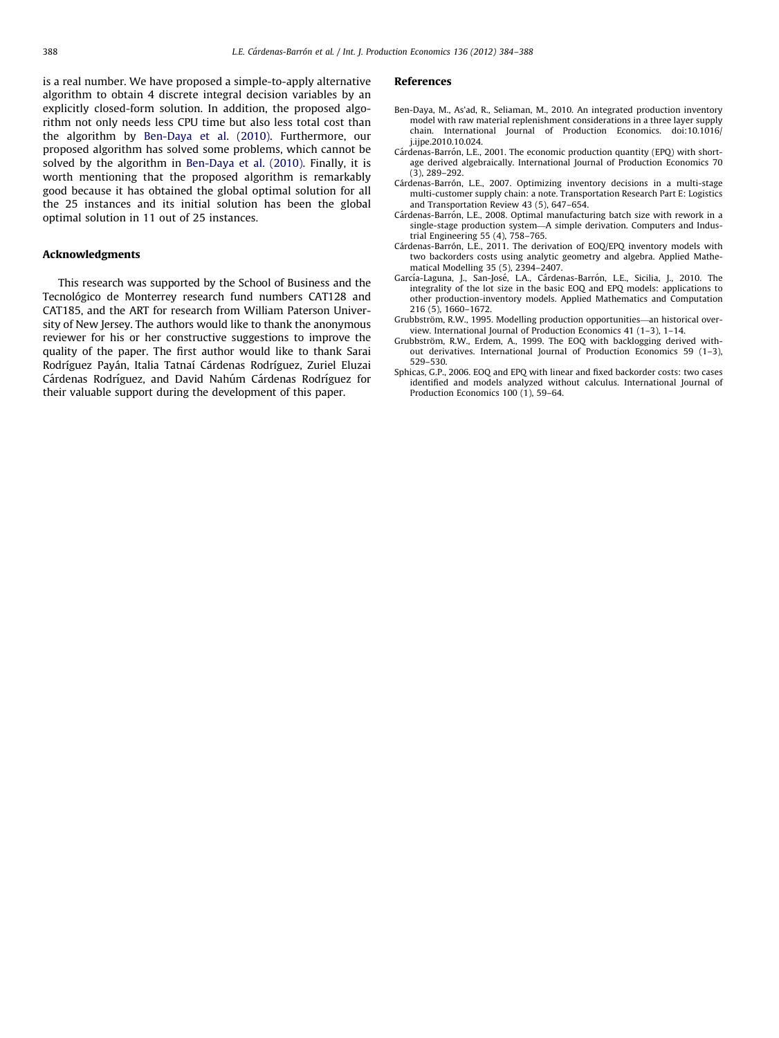is a real number. We have proposed a simple-to-apply alternative algorithm to obtain 4 discrete integral decision variables by an explicitly closed-form solution. In addition, the proposed algorithm not only needs less CPU time but also less total cost than the algorithm by Ben-Daya et al. (2010). Furthermore, our proposed algorithm has solved some problems, which cannot be solved by the algorithm in Ben-Daya et al. (2010). Finally, it is worth mentioning that the proposed algorithm is remarkably good because it has obtained the global optimal solution for all the 25 instances and its initial solution has been the global optimal solution in 11 out of 25 instances.

## Acknowledgments

This research was supported by the School of Business and the Tecnológico de Monterrey research fund numbers CAT128 and CAT185, and the ART for research from William Paterson University of New Jersey. The authors would like to thank the anonymous reviewer for his or her constructive suggestions to improve the quality of the paper. The first author would like to thank Sarai Rodríguez Payán, Italia Tatnaí Cárdenas Rodríguez, Zuriel Eluzai Cárdenas Rodríguez, and David Nahúm Cárdenas Rodríguez for their valuable support during the development of this paper.

## References

Ben-Daya, M., As'ad, R., Seliaman, M., 2010. An integrated production inventory model with raw material replenishment considerations in a three layer supply chain. International Journal of Production Economics. doi:10.1016/j.ijpe.2010.10.024.

Cárdenas-Barrón, L.E., 2001. The economic production quantity (EPQ) with shortage derived algebraically. International Journal of Production Economics 70 (3), 289–292.

Cárdenas-Barrón, L.E., 2007. Optimizing inventory decisions in a multi-stage multi-customer supply chain: a note. Transportation Research Part E: Logistics and Transportation Review 43 (5), 647–654.

Cárdenas-Barrón, L.E., 2008. Optimal manufacturing batch size with rework in a single-stage production system—A simple derivation. Computers and Industrial Engineering 55 (4), 758–765.

Cárdenas-Barrón, L.E., 2011. The derivation of EOQ/EPQ inventory models with two backorders costs using analytic geometry and algebra. Applied Mathematical Modelling 35 (5), 2394–2407.

García-Laguna, J., San-José, L.A., Cárdenas-Barrón, L.E., Sicilia, J., 2010. The integrality of the lot size in the basic EOQ and EPQ models: applications to other production-inventory models. Applied Mathematics and Computation 216 (5), 1660–1672.

Grubbström, R.W., 1995. Modelling production opportunities—an historical overview. International Journal of Production Economics 41 (1–3), 1–14.

Grubbström, R.W., Erdem, A., 1999. The EOQ with backlogging derived without derivatives. International Journal of Production Economics 59 (1–3), 529–530.

Sphicas, G.P., 2006. EOQ and EPQ with linear and fixed backorder costs: two cases identified and models analyzed without calculus. International Journal of Production Economics 100 (1), 59–64.